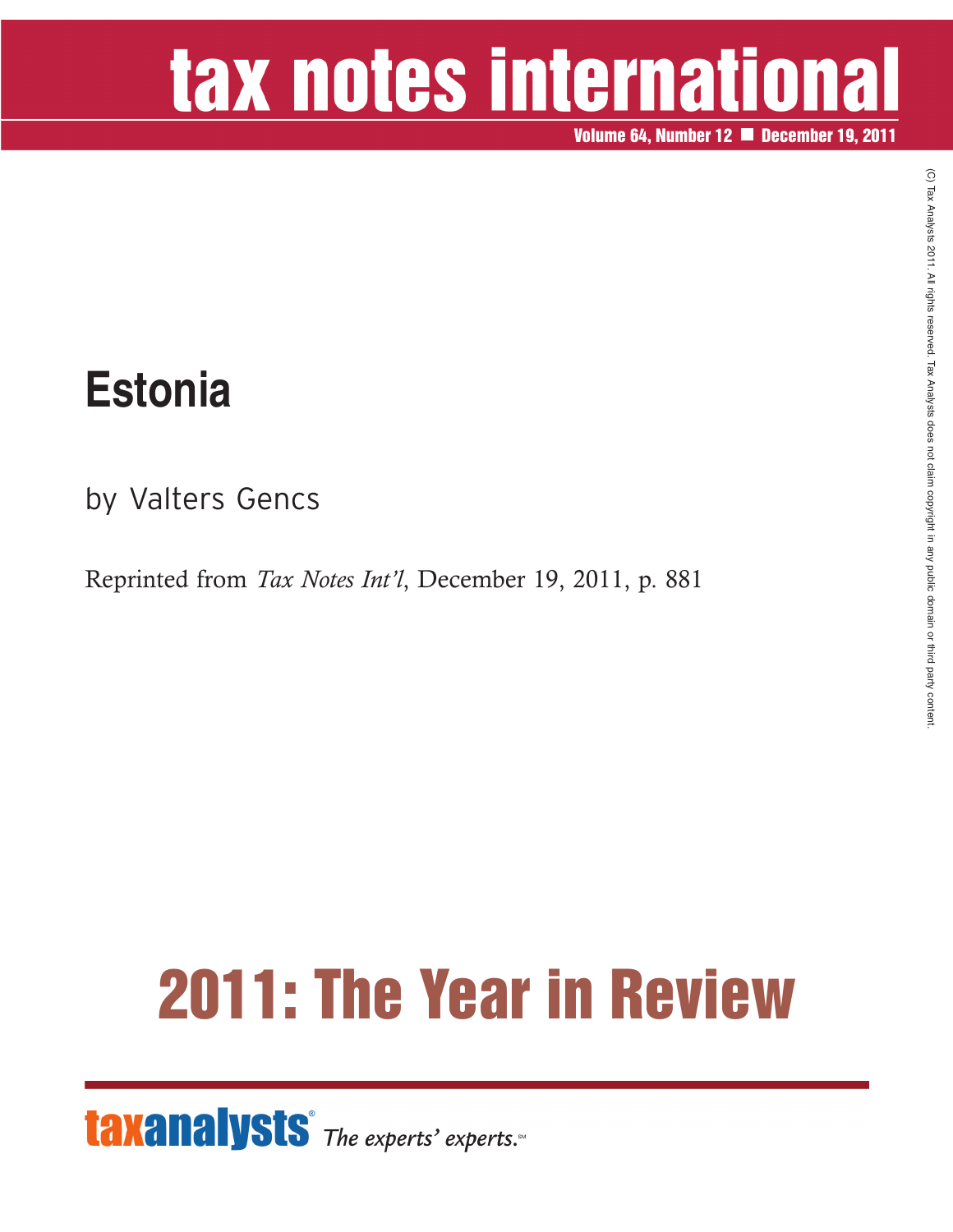# tax notes international

Volume 64, Number 12 ■ December 19, 2011

(C) Tax Analysts 2011. All rights reserved. Tax Analysts does not claim copyright in any public domain or third party content.

## Estonia

by Valters Gencs

Reprinted from *Tax Notes Int'l*, December 19, 2011, p. 881

# 2011: The Year in Review

taxanalysts® *The experts' experts.*℠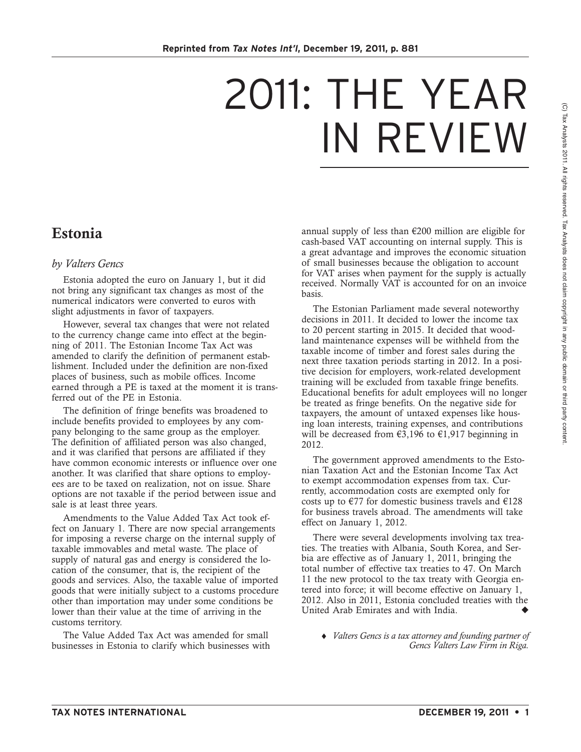# 2011: THE YEAR IN REVIEW

## Estonia

*by Valters Gencs*

Estonia adopted the euro on January 1, but it did not bring any significant tax changes as most of the numerical indicators were converted to euros with slight adjustments in favor of taxpayers.

However, several tax changes that were not related to the currency change came into effect at the beginning of 2011. The Estonian Income Tax Act was amended to clarify the definition of permanent establishment. Included under the definition are non-fixed places of business, such as mobile offices. Income earned through a PE is taxed at the moment it is transferred out of the PE in Estonia.

The definition of fringe benefits was broadened to include benefits provided to employees by any company belonging to the same group as the employer. The definition of affiliated person was also changed, and it was clarified that persons are affiliated if they have common economic interests or influence over one another. It was clarified that share options to employees are to be taxed on realization, not on issue. Share options are not taxable if the period between issue and sale is at least three years.

Amendments to the Value Added Tax Act took effect on January 1. There are now special arrangements for imposing a reverse charge on the internal supply of taxable immovables and metal waste. The place of supply of natural gas and energy is considered the location of the consumer, that is, the recipient of the goods and services. Also, the taxable value of imported goods that were initially subject to a customs procedure other than importation may under some conditions be lower than their value at the time of arriving in the customs territory.

The Value Added Tax Act was amended for small businesses in Estonia to clarify which businesses with annual supply of less than €200 million are eligible for cash-based VAT accounting on internal supply. This is a great advantage and improves the economic situation of small businesses because the obligation to account for VAT arises when payment for the supply is actually received. Normally VAT is accounted for on an invoice basis.

The Estonian Parliament made several noteworthy decisions in 2011. It decided to lower the income tax to 20 percent starting in 2015. It decided that woodland maintenance expenses will be withheld from the taxable income of timber and forest sales during the next three taxation periods starting in 2012. In a positive decision for employers, work-related development training will be excluded from taxable fringe benefits. Educational benefits for adult employees will no longer be treated as fringe benefits. On the negative side for taxpayers, the amount of untaxed expenses like housing loan interests, training expenses, and contributions will be decreased from €3,196 to €1,917 beginning in 2012.

The government approved amendments to the Estonian Taxation Act and the Estonian Income Tax Act to exempt accommodation expenses from tax. Currently, accommodation costs are exempted only for costs up to €77 for domestic business travels and €128 for business travels abroad. The amendments will take effect on January 1, 2012.

There were several developments involving tax treaties. The treaties with Albania, South Korea, and Serbia are effective as of January 1, 2011, bringing the total number of effective tax treaties to 47. On March 11 the new protocol to the tax treaty with Georgia entered into force; it will become effective on January 1, 2012. Also in 2011, Estonia concluded treaties with the United Arab Emirates and with India. ◆

♦ *Valters Gencs is a tax attorney and founding partner of Gencs Valters Law Firm in Riga.*